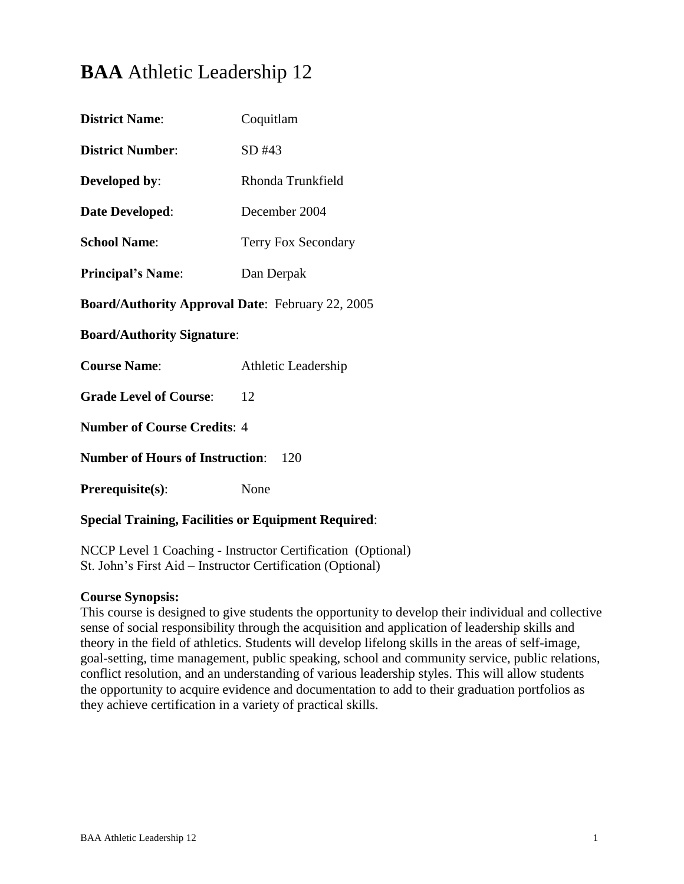# **BAA** Athletic Leadership 12

**District Name**: Coquitlam

**District Number**: SD #43

**Developed by**: Rhonda Trunkfield

**Date Developed**: December 2004

**School Name**: Terry Fox Secondary

**Principal's Name**: Dan Derpak

**Board/Authority Approval Date**: February 22, 2005

**Board/Authority Signature**:

**Course Name**: Athletic Leadership

**Grade Level of Course**: 12

**Number of Course Credits**: 4

**Number of Hours of Instruction**: 120

**Prerequisite(s)**: None

**Special Training, Facilities or Equipment Required**:

NCCP Level 1 Coaching - Instructor Certification (Optional)
St. John's First Aid – Instructor Certification (Optional)

**Course Synopsis:**
This course is designed to give students the opportunity to develop their individual and collective sense of social responsibility through the acquisition and application of leadership skills and theory in the field of athletics. Students will develop lifelong skills in the areas of self-image, goal-setting, time management, public speaking, school and community service, public relations, conflict resolution, and an understanding of various leadership styles. This will allow students the opportunity to acquire evidence and documentation to add to their graduation portfolios as they achieve certification in a variety of practical skills.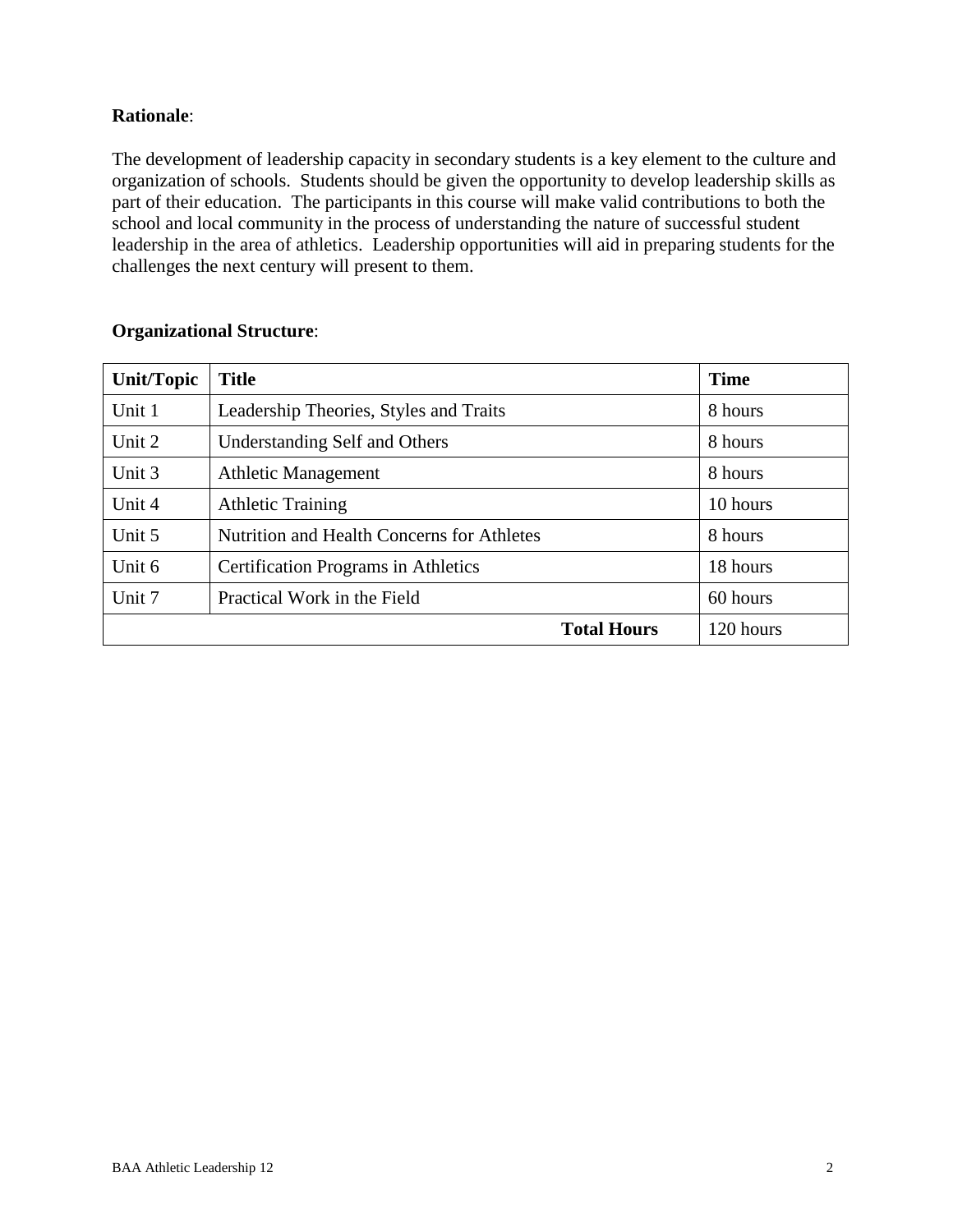**Rationale**:

The development of leadership capacity in secondary students is a key element to the culture and organization of schools. Students should be given the opportunity to develop leadership skills as part of their education. The participants in this course will make valid contributions to both the school and local community in the process of understanding the nature of successful student leadership in the area of athletics. Leadership opportunities will aid in preparing students for the challenges the next century will present to them.

**Organizational Structure**:

| Unit/Topic | Title | Time |
|---|---|---|
| Unit 1 | Leadership Theories, Styles and Traits | 8 hours |
| Unit 2 | Understanding Self and Others | 8 hours |
| Unit 3 | Athletic Management | 8 hours |
| Unit 4 | Athletic Training | 10 hours |
| Unit 5 | Nutrition and Health Concerns for Athletes | 8 hours |
| Unit 6 | Certification Programs in Athletics | 18 hours |
| Unit 7 | Practical Work in the Field | 60 hours |
| | **Total Hours** | 120 hours |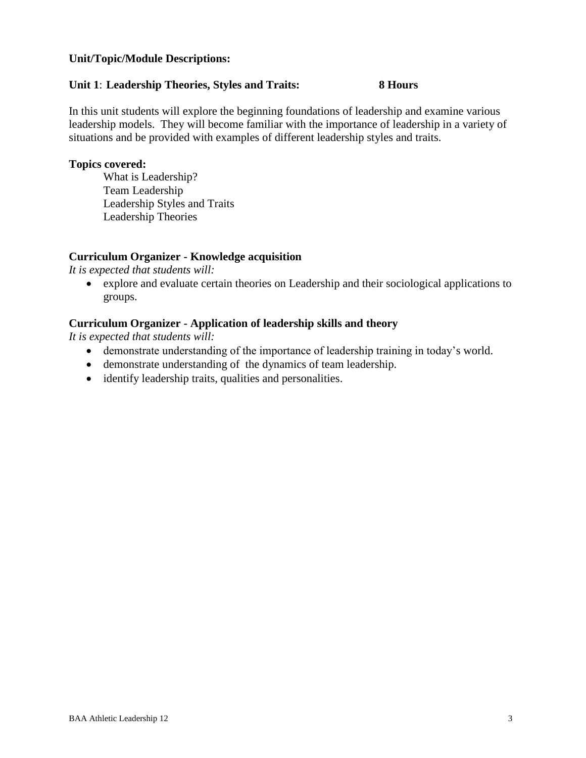**Unit/Topic/Module Descriptions:**

**Unit 1**: **Leadership Theories, Styles and Traits: 8 Hours**

In this unit students will explore the beginning foundations of leadership and examine various leadership models. They will become familiar with the importance of leadership in a variety of situations and be provided with examples of different leadership styles and traits.

**Topics covered:**

What is Leadership?
Team Leadership
Leadership Styles and Traits
Leadership Theories

**Curriculum Organizer - Knowledge acquisition**

*It is expected that students will:*

- explore and evaluate certain theories on Leadership and their sociological applications to groups.

**Curriculum Organizer - Application of leadership skills and theory**

*It is expected that students will:*

- demonstrate understanding of the importance of leadership training in today's world.
- demonstrate understanding of the dynamics of team leadership.
- identify leadership traits, qualities and personalities.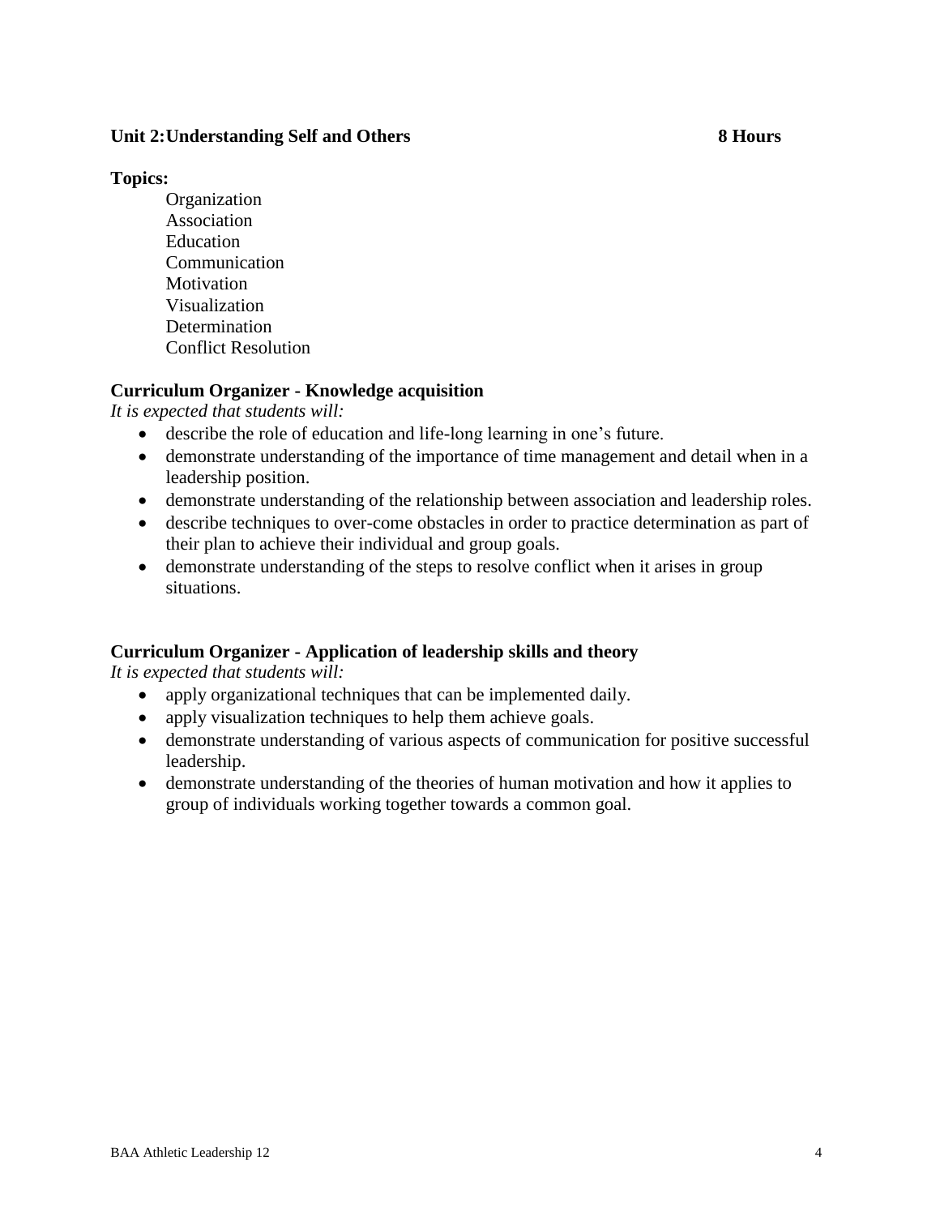## Unit 2: Understanding Self and Others — 8 Hours

**Topics:**

- Organization
- Association
- Education
- Communication
- Motivation
- Visualization
- Determination
- Conflict Resolution

### Curriculum Organizer - Knowledge acquisition

*It is expected that students will:*

- describe the role of education and life-long learning in one's future.
- demonstrate understanding of the importance of time management and detail when in a leadership position.
- demonstrate understanding of the relationship between association and leadership roles.
- describe techniques to over-come obstacles in order to practice determination as part of their plan to achieve their individual and group goals.
- demonstrate understanding of the steps to resolve conflict when it arises in group situations.

### Curriculum Organizer - Application of leadership skills and theory

*It is expected that students will:*

- apply organizational techniques that can be implemented daily.
- apply visualization techniques to help them achieve goals.
- demonstrate understanding of various aspects of communication for positive successful leadership.
- demonstrate understanding of the theories of human motivation and how it applies to group of individuals working together towards a common goal.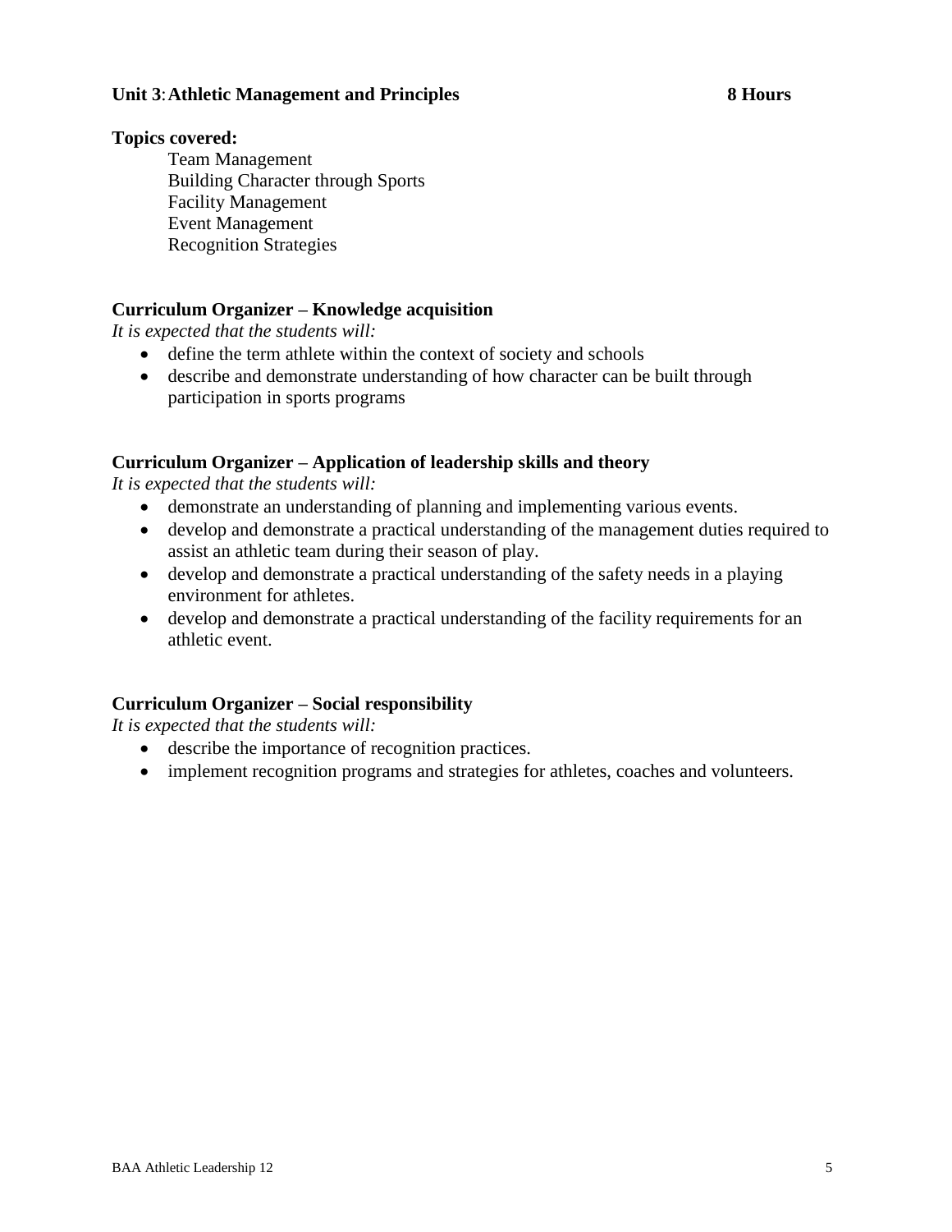**Unit 3: Athletic Management and Principles 8 Hours**

**Topics covered:**

Team Management
Building Character through Sports
Facility Management
Event Management
Recognition Strategies

**Curriculum Organizer – Knowledge acquisition**

*It is expected that the students will:*

- define the term athlete within the context of society and schools
- describe and demonstrate understanding of how character can be built through participation in sports programs

**Curriculum Organizer – Application of leadership skills and theory**

*It is expected that the students will:*

- demonstrate an understanding of planning and implementing various events.
- develop and demonstrate a practical understanding of the management duties required to assist an athletic team during their season of play.
- develop and demonstrate a practical understanding of the safety needs in a playing environment for athletes.
- develop and demonstrate a practical understanding of the facility requirements for an athletic event.

**Curriculum Organizer – Social responsibility**

*It is expected that the students will:*

- describe the importance of recognition practices.
- implement recognition programs and strategies for athletes, coaches and volunteers.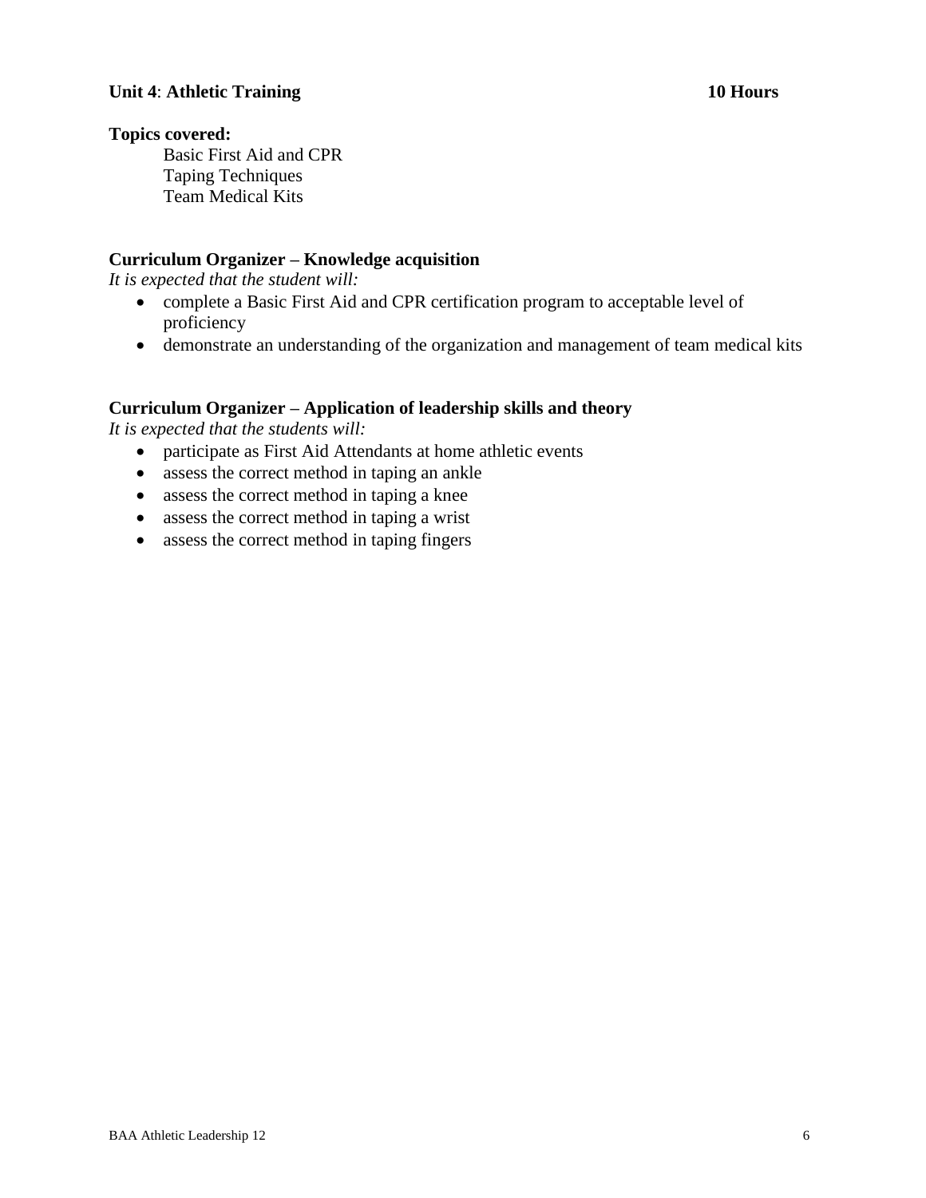**Unit 4**: **Athletic Training** **10 Hours**

**Topics covered:**

Basic First Aid and CPR
Taping Techniques
Team Medical Kits

**Curriculum Organizer – Knowledge acquisition**

*It is expected that the student will:*

- complete a Basic First Aid and CPR certification program to acceptable level of proficiency
- demonstrate an understanding of the organization and management of team medical kits

**Curriculum Organizer – Application of leadership skills and theory**

*It is expected that the students will:*

- participate as First Aid Attendants at home athletic events
- assess the correct method in taping an ankle
- assess the correct method in taping a knee
- assess the correct method in taping a wrist
- assess the correct method in taping fingers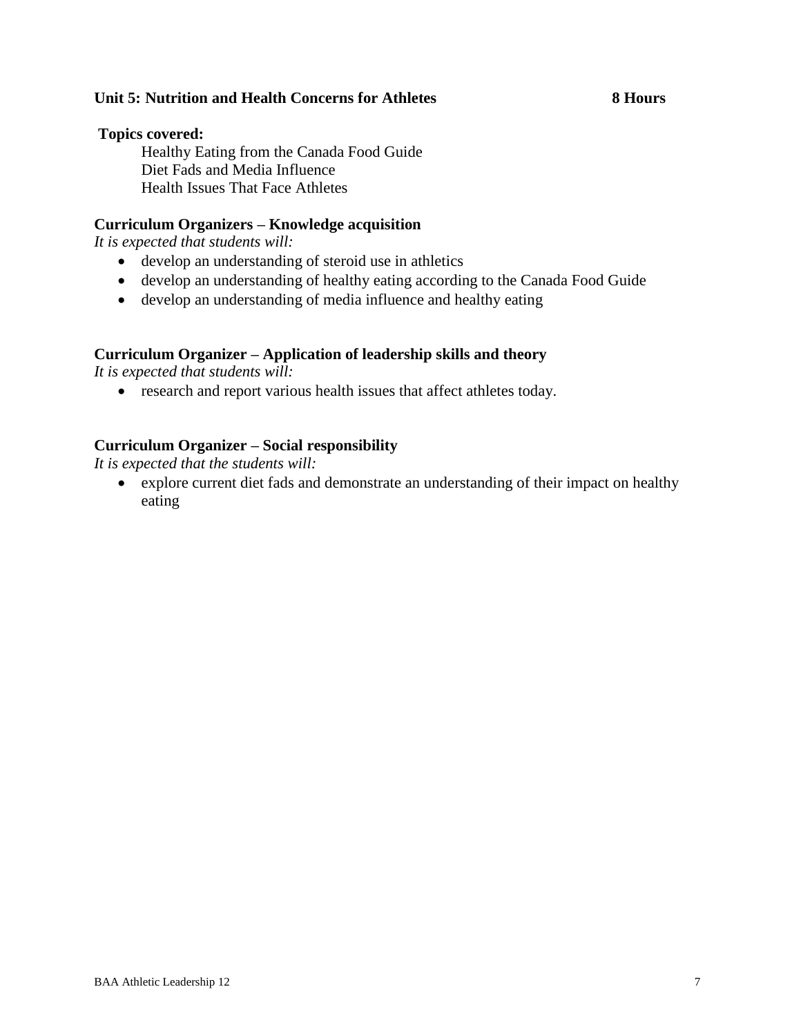**Unit 5: Nutrition and Health Concerns for Athletes** **8 Hours**

**Topics covered:**

Healthy Eating from the Canada Food Guide
Diet Fads and Media Influence
Health Issues That Face Athletes

**Curriculum Organizers – Knowledge acquisition**

*It is expected that students will:*

- develop an understanding of steroid use in athletics
- develop an understanding of healthy eating according to the Canada Food Guide
- develop an understanding of media influence and healthy eating

**Curriculum Organizer – Application of leadership skills and theory**

*It is expected that students will:*

- research and report various health issues that affect athletes today.

**Curriculum Organizer – Social responsibility**

*It is expected that the students will:*

- explore current diet fads and demonstrate an understanding of their impact on healthy eating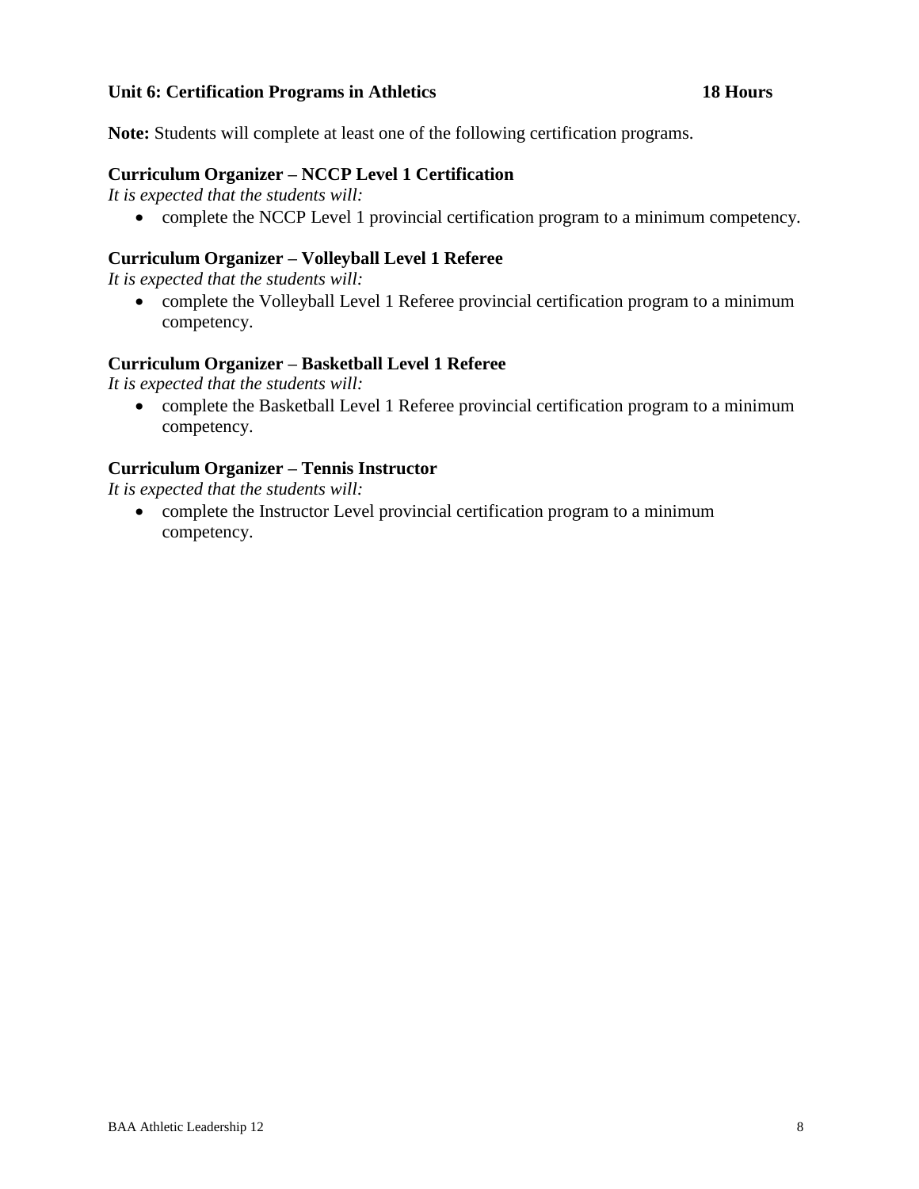**Unit 6: Certification Programs in Athletics 18 Hours**

**Note:** Students will complete at least one of the following certification programs.

**Curriculum Organizer – NCCP Level 1 Certification**

*It is expected that the students will:*

- complete the NCCP Level 1 provincial certification program to a minimum competency.

**Curriculum Organizer – Volleyball Level 1 Referee**

*It is expected that the students will:*

- complete the Volleyball Level 1 Referee provincial certification program to a minimum competency.

**Curriculum Organizer – Basketball Level 1 Referee**

*It is expected that the students will:*

- complete the Basketball Level 1 Referee provincial certification program to a minimum competency.

**Curriculum Organizer – Tennis Instructor**

*It is expected that the students will:*

- complete the Instructor Level provincial certification program to a minimum competency.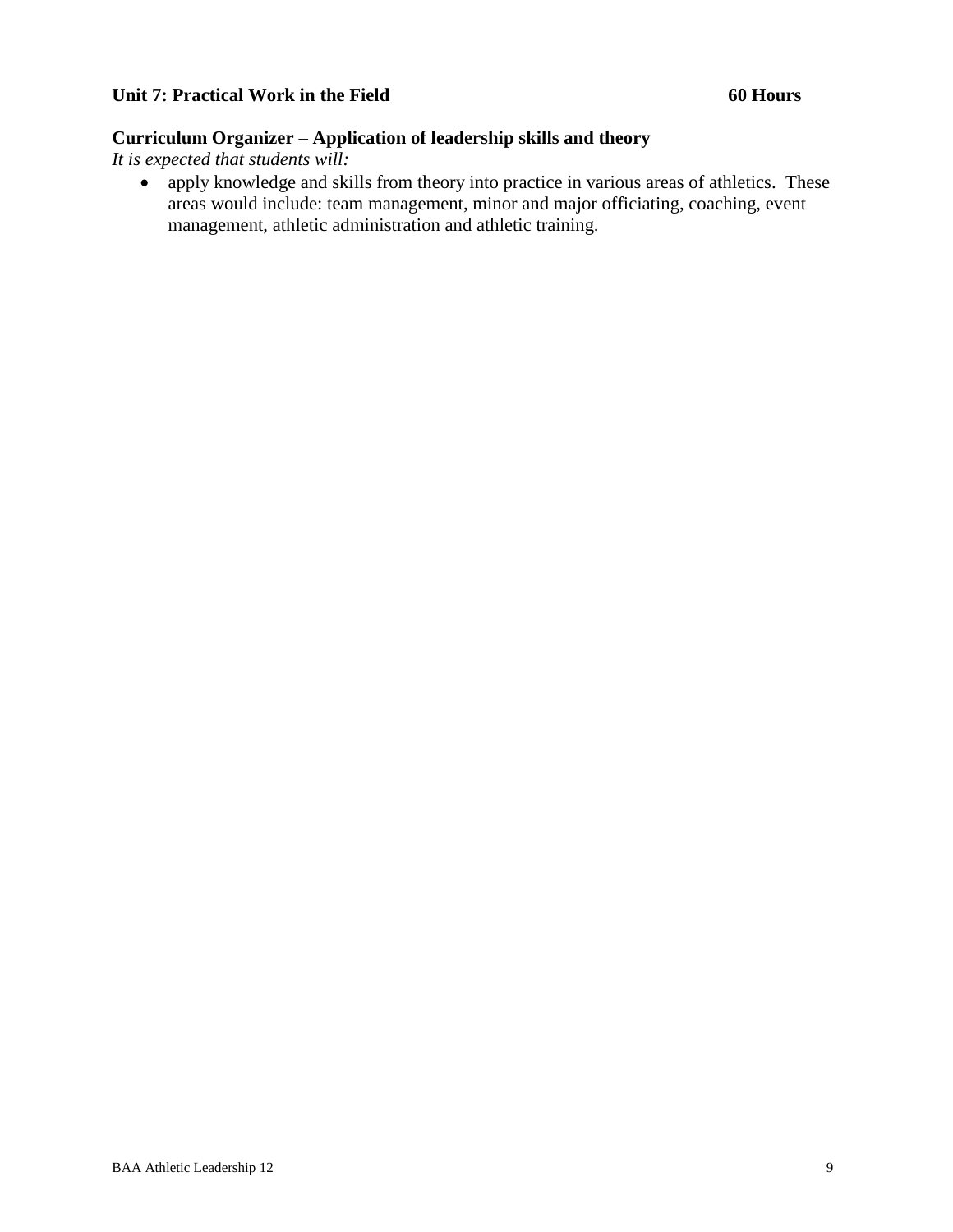**Unit 7: Practical Work in the Field 60 Hours**

**Curriculum Organizer – Application of leadership skills and theory**

*It is expected that students will:*

- apply knowledge and skills from theory into practice in various areas of athletics. These areas would include: team management, minor and major officiating, coaching, event management, athletic administration and athletic training.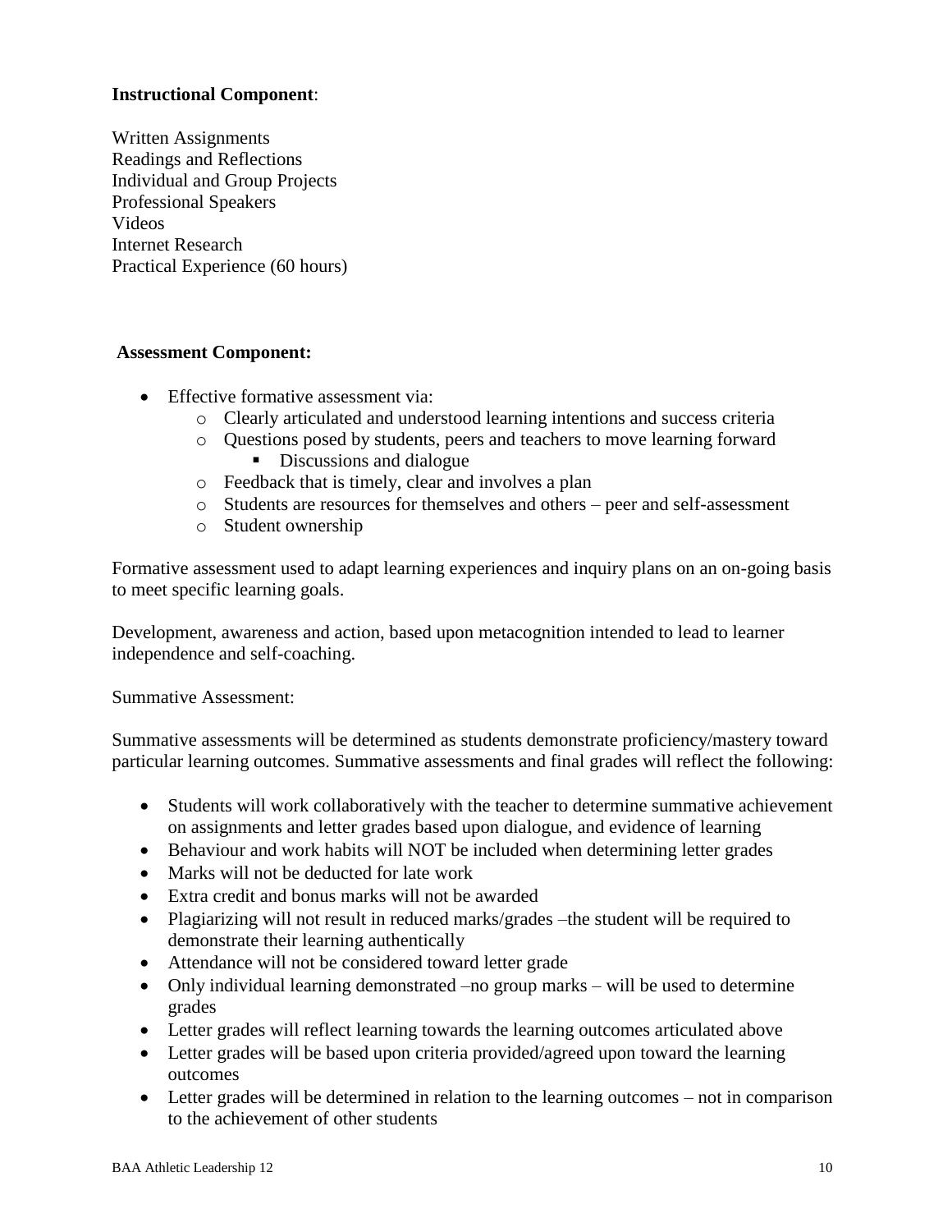**Instructional Component**:

Written Assignments
Readings and Reflections
Individual and Group Projects
Professional Speakers
Videos
Internet Research
Practical Experience (60 hours)

**Assessment Component:**

- Effective formative assessment via:
  - Clearly articulated and understood learning intentions and success criteria
  - Questions posed by students, peers and teachers to move learning forward
    - Discussions and dialogue
  - Feedback that is timely, clear and involves a plan
  - Students are resources for themselves and others – peer and self-assessment
  - Student ownership

Formative assessment used to adapt learning experiences and inquiry plans on an on-going basis to meet specific learning goals.

Development, awareness and action, based upon metacognition intended to lead to learner independence and self-coaching.

Summative Assessment:

Summative assessments will be determined as students demonstrate proficiency/mastery toward particular learning outcomes. Summative assessments and final grades will reflect the following:

- Students will work collaboratively with the teacher to determine summative achievement on assignments and letter grades based upon dialogue, and evidence of learning
- Behaviour and work habits will NOT be included when determining letter grades
- Marks will not be deducted for late work
- Extra credit and bonus marks will not be awarded
- Plagiarizing will not result in reduced marks/grades –the student will be required to demonstrate their learning authentically
- Attendance will not be considered toward letter grade
- Only individual learning demonstrated –no group marks – will be used to determine grades
- Letter grades will reflect learning towards the learning outcomes articulated above
- Letter grades will be based upon criteria provided/agreed upon toward the learning outcomes
- Letter grades will be determined in relation to the learning outcomes – not in comparison to the achievement of other students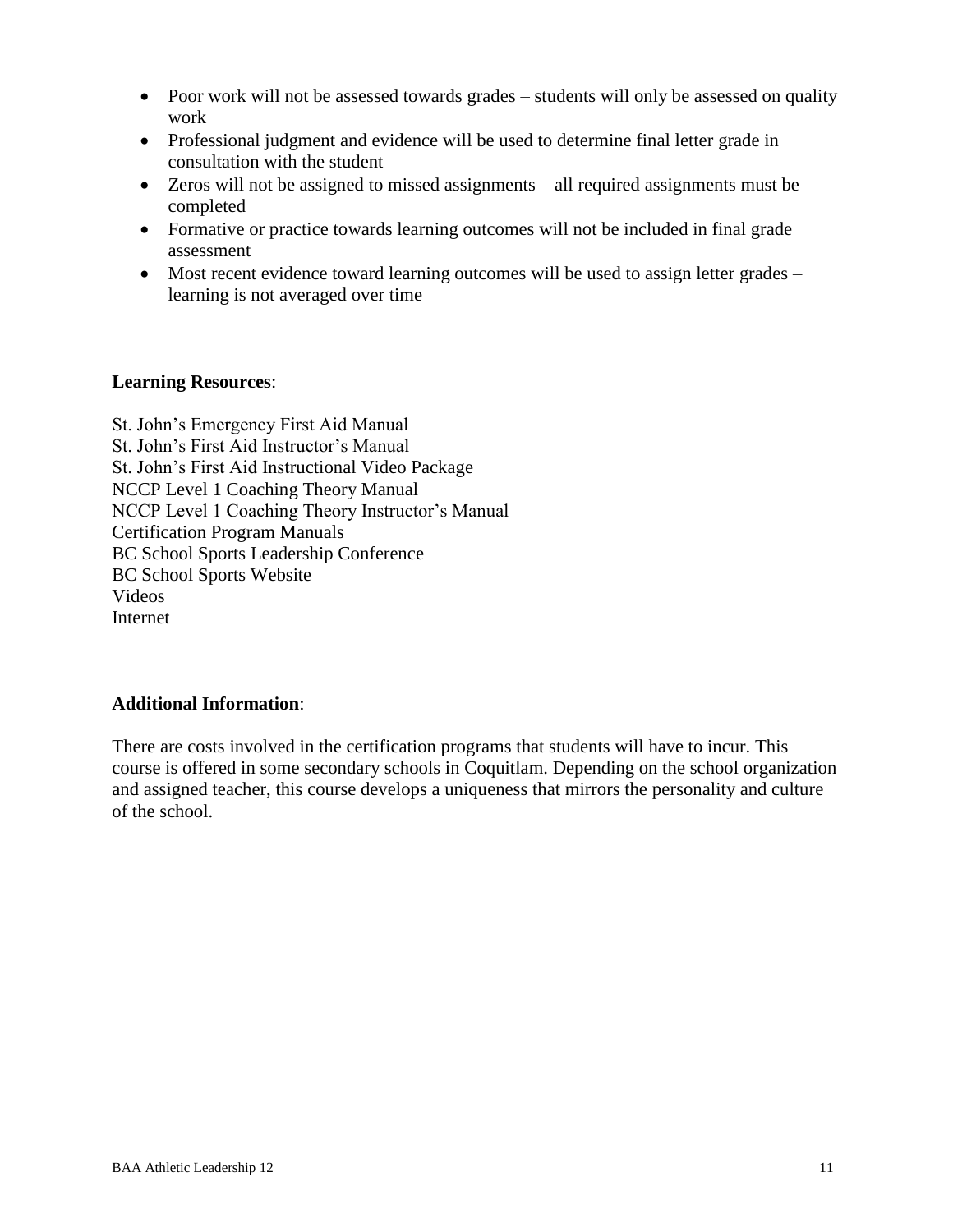- Poor work will not be assessed towards grades – students will only be assessed on quality work
- Professional judgment and evidence will be used to determine final letter grade in consultation with the student
- Zeros will not be assigned to missed assignments – all required assignments must be completed
- Formative or practice towards learning outcomes will not be included in final grade assessment
- Most recent evidence toward learning outcomes will be used to assign letter grades – learning is not averaged over time

**Learning Resources**:

St. John's Emergency First Aid Manual
St. John's First Aid Instructor's Manual
St. John's First Aid Instructional Video Package
NCCP Level 1 Coaching Theory Manual
NCCP Level 1 Coaching Theory Instructor's Manual
Certification Program Manuals
BC School Sports Leadership Conference
BC School Sports Website
Videos
Internet

**Additional Information**:

There are costs involved in the certification programs that students will have to incur. This course is offered in some secondary schools in Coquitlam. Depending on the school organization and assigned teacher, this course develops a uniqueness that mirrors the personality and culture of the school.